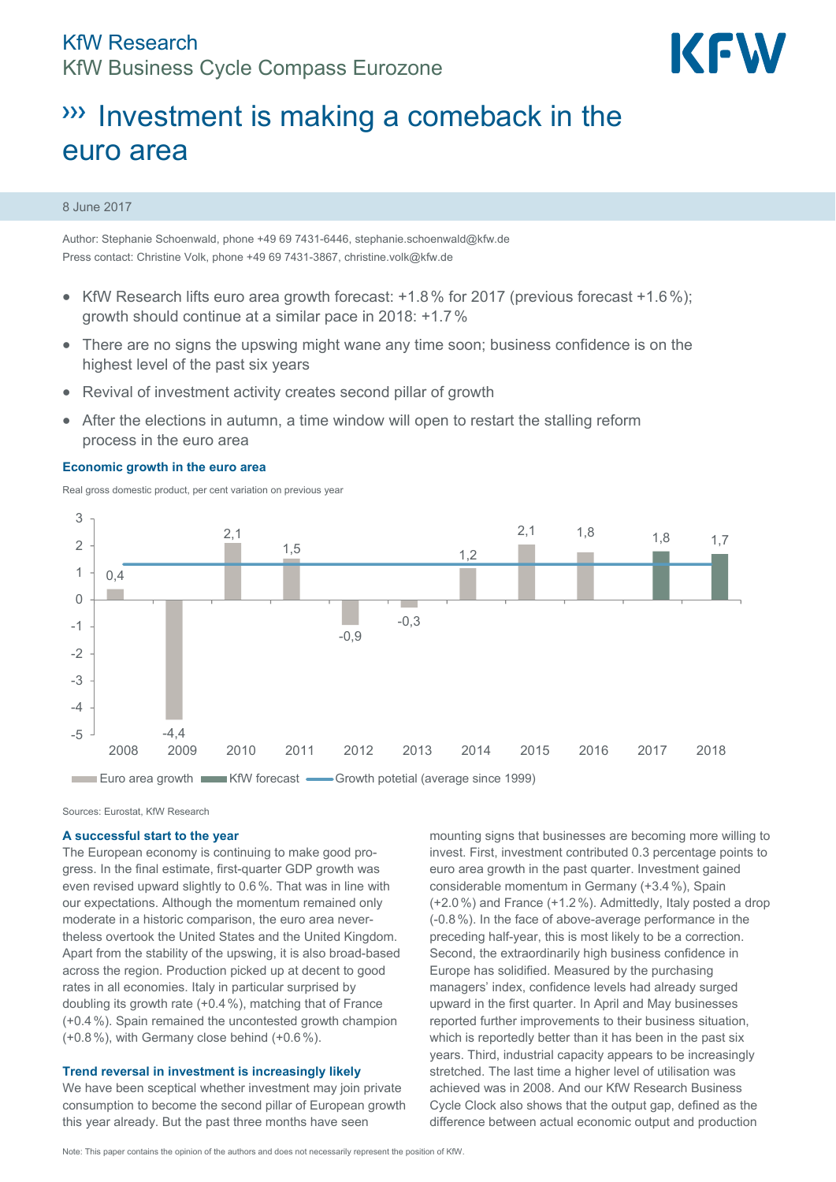KfW Research
KfW Business Cycle Compass Eurozone

# ››› Investment is making a comeback in the euro area

8 June 2017

Author: Stephanie Schoenwald, phone +49 69 7431-6446, stephanie.schoenwald@kfw.de
Press contact: Christine Volk, phone +49 69 7431-3867, christine.volk@kfw.de

- KfW Research lifts euro area growth forecast: +1.8 % for 2017 (previous forecast +1.6 %); growth should continue at a similar pace in 2018: +1.7 %
- There are no signs the upswing might wane any time soon; business confidence is on the highest level of the past six years
- Revival of investment activity creates second pillar of growth
- After the elections in autumn, a time window will open to restart the stalling reform process in the euro area

**Economic growth in the euro area**

Real gross domestic product, per cent variation on previous year

| Year | Value |
|---|---|
| 2008 | 0,4 |
| 2009 | -4,4 |
| 2010 | 2,1 |
| 2011 | 1,5 |
| 2012 | -0,9 |
| 2013 | -0,3 |
| 2014 | 1,2 |
| 2015 | 2,1 |
| 2016 | 1,8 |
| 2017 (KfW forecast) | 1,8 |
| 2018 (KfW forecast) | 1,7 |

Euro area growth · KfW forecast · Growth potetial (average since 1999)

Sources: Eurostat, KfW Research

### A successful start to the year

The European economy is continuing to make good progress. In the final estimate, first-quarter GDP growth was even revised upward slightly to 0.6 %. That was in line with our expectations. Although the momentum remained only moderate in a historic comparison, the euro area nevertheless overtook the United States and the United Kingdom. Apart from the stability of the upswing, it is also broad-based across the region. Production picked up at decent to good rates in all economies. Italy in particular surprised by doubling its growth rate (+0.4 %), matching that of France (+0.4 %). Spain remained the uncontested growth champion (+0.8 %), with Germany close behind (+0.6 %).

### Trend reversal in investment is increasingly likely

We have been sceptical whether investment may join private consumption to become the second pillar of European growth this year already. But the past three months have seen mounting signs that businesses are becoming more willing to invest. First, investment contributed 0.3 percentage points to euro area growth in the past quarter. Investment gained considerable momentum in Germany (+3.4 %), Spain (+2.0 %) and France (+1.2 %). Admittedly, Italy posted a drop (-0.8 %). In the face of above-average performance in the preceding half-year, this is most likely to be a correction. Second, the extraordinarily high business confidence in Europe has solidified. Measured by the purchasing managers' index, confidence levels had already surged upward in the first quarter. In April and May businesses reported further improvements to their business situation, which is reportedly better than it has been in the past six years. Third, industrial capacity appears to be increasingly stretched. The last time a higher level of utilisation was achieved was in 2008. And our KfW Research Business Cycle Clock also shows that the output gap, defined as the difference between actual economic output and production

Note: This paper contains the opinion of the authors and does not necessarily represent the position of KfW.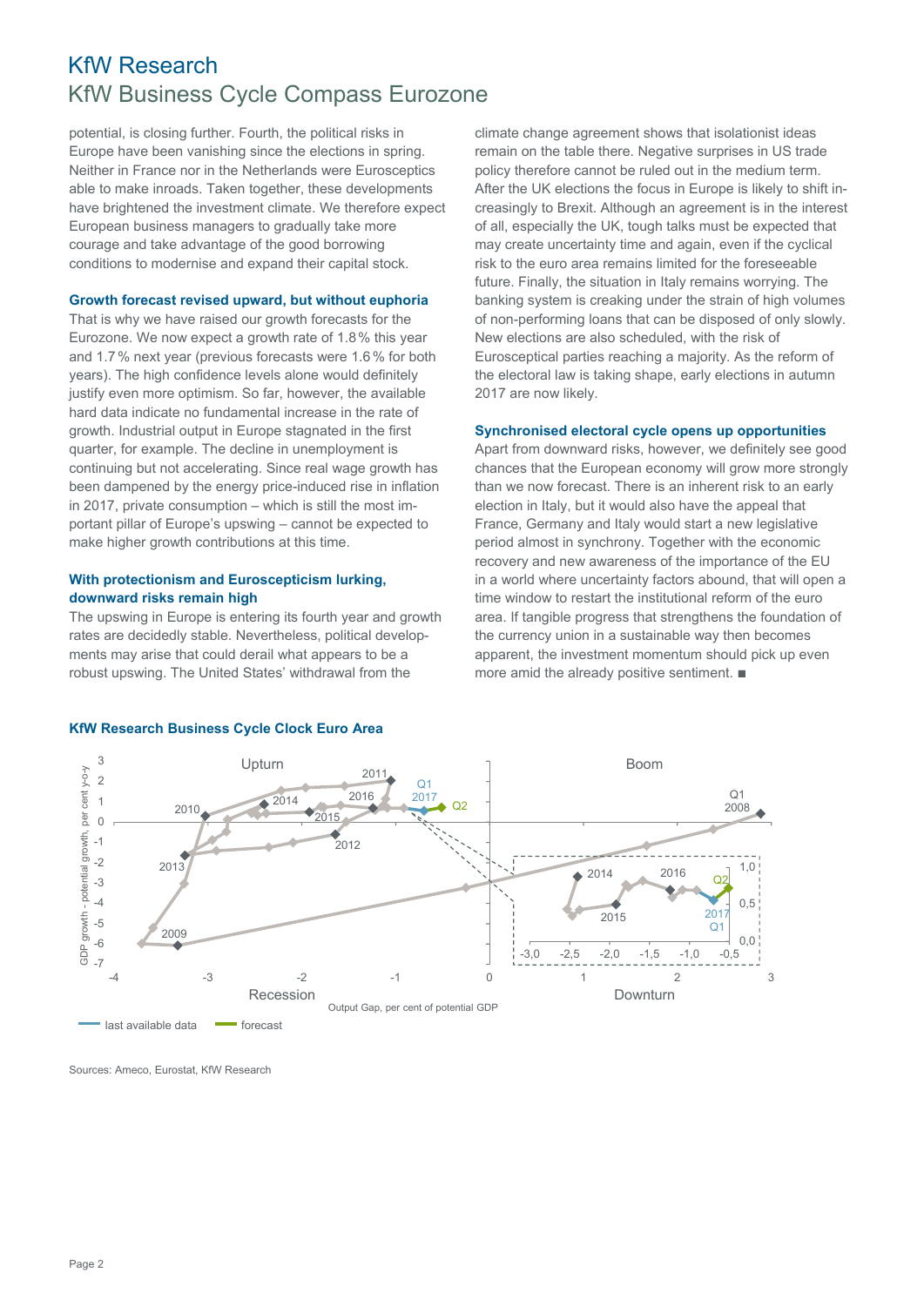potential, is closing further. Fourth, the political risks in Europe have been vanishing since the elections in spring. Neither in France nor in the Netherlands were Eurosceptics able to make inroads. Taken together, these developments have brightened the investment climate. We therefore expect European business managers to gradually take more courage and take advantage of the good borrowing conditions to modernise and expand their capital stock.

### Growth forecast revised upward, but without euphoria

That is why we have raised our growth forecasts for the Eurozone. We now expect a growth rate of 1.8 % this year and 1.7 % next year (previous forecasts were 1.6 % for both years). The high confidence levels alone would definitely justify even more optimism. So far, however, the available hard data indicate no fundamental increase in the rate of growth. Industrial output in Europe stagnated in the first quarter, for example. The decline in unemployment is continuing but not accelerating. Since real wage growth has been dampened by the energy price-induced rise in inflation in 2017, private consumption – which is still the most important pillar of Europe's upswing – cannot be expected to make higher growth contributions at this time.

### With protectionism and Euroscepticism lurking, downward risks remain high

The upswing in Europe is entering its fourth year and growth rates are decidedly stable. Nevertheless, political developments may arise that could derail what appears to be a robust upswing. The United States' withdrawal from the climate change agreement shows that isolationist ideas remain on the table there. Negative surprises in US trade policy therefore cannot be ruled out in the medium term. After the UK elections the focus in Europe is likely to shift increasingly to Brexit. Although an agreement is in the interest of all, especially the UK, tough talks must be expected that may create uncertainty time and again, even if the cyclical risk to the euro area remains limited for the foreseeable future. Finally, the situation in Italy remains worrying. The banking system is creaking under the strain of high volumes of non-performing loans that can be disposed of only slowly. New elections are also scheduled, with the risk of Eurosceptical parties reaching a majority. As the reform of the electoral law is taking shape, early elections in autumn 2017 are now likely.

### Synchronised electoral cycle opens up opportunities

Apart from downward risks, however, we definitely see good chances that the European economy will grow more strongly than we now forecast. There is an inherent risk to an early election in Italy, but it would also have the appeal that France, Germany and Italy would start a new legislative period almost in synchrony. Together with the economic recovery and new awareness of the importance of the EU in a world where uncertainty factors abound, that will open a time window to restart the institutional reform of the euro area. If tangible progress that strengthens the foundation of the currency union in a sustainable way then becomes apparent, the investment momentum should pick up even more amid the already positive sentiment. ■

**KfW Research Business Cycle Clock Euro Area**

Upturn
Boom
Recession
Downturn
GDP growth - potential growth, per cent y-o-y
Output Gap, per cent of potential GDP
2009, 2010, 2011, 2012, 2013, 2014, 2015, 2016, Q1 2017, Q2, Q1 2008
last available data
forecast

Sources: Ameco, Eurostat, KfW Research